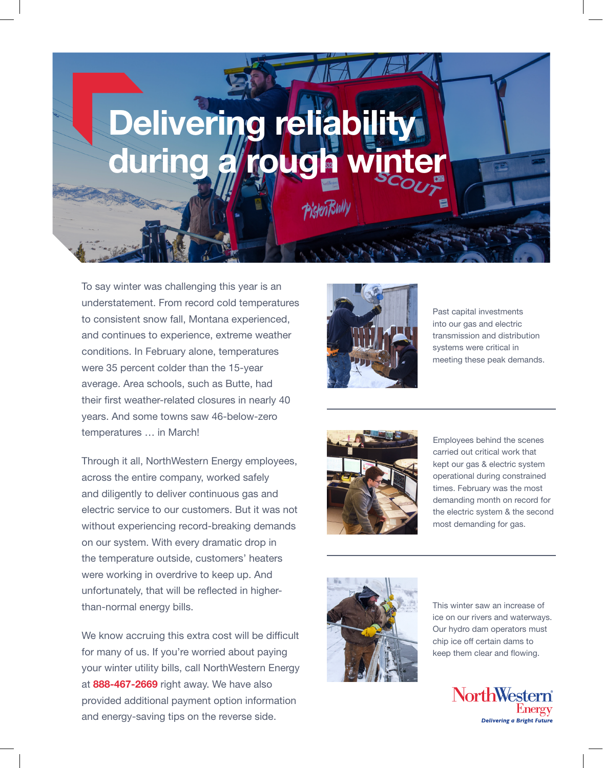# Delivering reliability during a rough winter

To say winter was challenging this year is an understatement. From record cold temperatures to consistent snow fall, Montana experienced, and continues to experience, extreme weather conditions. In February alone, temperatures were 35 percent colder than the 15-year average. Area schools, such as Butte, had their first weather-related closures in nearly 40 years. And some towns saw 46-below-zero temperatures … in March!

Through it all, NorthWestern Energy employees, across the entire company, worked safely and diligently to deliver continuous gas and electric service to our customers. But it was not without experiencing record-breaking demands on our system. With every dramatic drop in the temperature outside, customers' heaters were working in overdrive to keep up. And unfortunately, that will be reflected in higher-than-normal energy bills.

We know accruing this extra cost will be difficult for many of us. If you're worried about paying your winter utility bills, call NorthWestern Energy at **888-467-2669** right away. We have also provided additional payment option information and energy-saving tips on the reverse side.

Past capital investments into our gas and electric transmission and distribution systems were critical in meeting these peak demands.

---

Employees behind the scenes carried out critical work that kept our gas & electric system operational during constrained times. February was the most demanding month on record for the electric system & the second most demanding for gas.

---

This winter saw an increase of ice on our rivers and waterways. Our hydro dam operators must chip ice off certain dams to keep them clear and flowing.

NorthWestern Energy
*Delivering a Bright Future*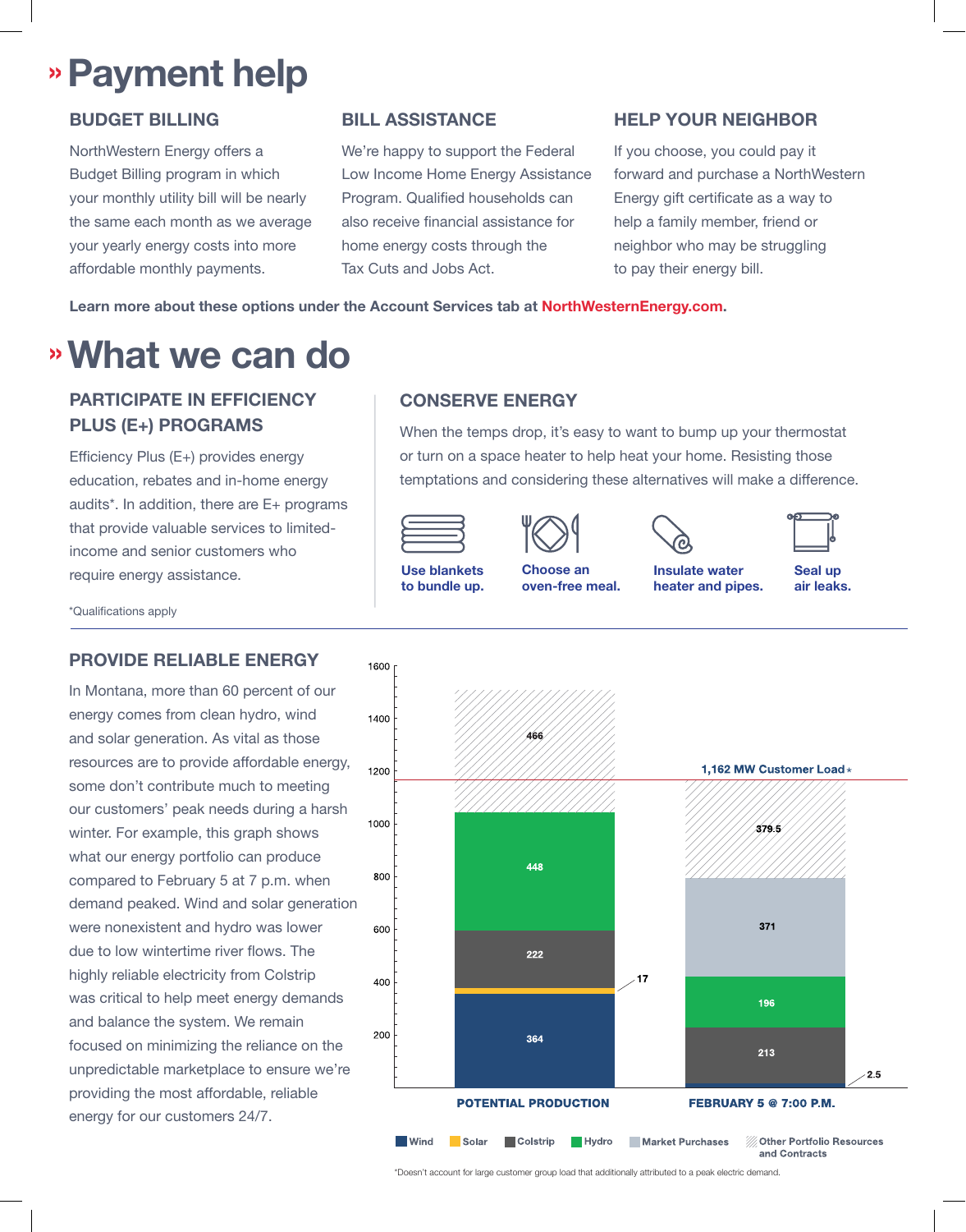# » Payment help

## BUDGET BILLING

NorthWestern Energy offers a Budget Billing program in which your monthly utility bill will be nearly the same each month as we average your yearly energy costs into more affordable monthly payments.

## BILL ASSISTANCE

We're happy to support the Federal Low Income Home Energy Assistance Program. Qualified households can also receive financial assistance for home energy costs through the Tax Cuts and Jobs Act.

## HELP YOUR NEIGHBOR

If you choose, you could pay it forward and purchase a NorthWestern Energy gift certificate as a way to help a family member, friend or neighbor who may be struggling to pay their energy bill.

**Learn more about these options under the Account Services tab at NorthWesternEnergy.com.**

# » What we can do

## PARTICIPATE IN EFFICIENCY PLUS (E+) PROGRAMS

Efficiency Plus (E+) provides energy education, rebates and in-home energy audits*. In addition, there are E+ programs that provide valuable services to limited-income and senior customers who require energy assistance.

*Qualifications apply

## CONSERVE ENERGY

When the temps drop, it's easy to want to bump up your thermostat or turn on a space heater to help heat your home. Resisting those temptations and considering these alternatives will make a difference.

**Use blankets to bundle up.**

**Choose an oven-free meal.**

**Insulate water heater and pipes.**

**Seal up air leaks.**

## PROVIDE RELIABLE ENERGY

In Montana, more than 60 percent of our energy comes from clean hydro, wind and solar generation. As vital as those resources are to provide affordable energy, some don't contribute much to meeting our customers' peak needs during a harsh winter. For example, this graph shows what our energy portfolio can produce compared to February 5 at 7 p.m. when demand peaked. Wind and solar generation were nonexistent and hydro was lower due to low wintertime river flows. The highly reliable electricity from Colstrip was critical to help meet energy demands and balance the system. We remain focused on minimizing the reliance on the unpredictable marketplace to ensure we're providing the most affordable, reliable energy for our customers 24/7.

1600
1400
1200
1000
800
600
400
200

466
448
222
17
364

1,162 MW Customer Load*
379.5
371
196
213
2.5

POTENTIAL PRODUCTION
FEBRUARY 5 @ 7:00 P.M.

Wind
Solar
Colstrip
Hydro
Market Purchases
Other Portfolio Resources and Contracts

*Doesn't account for large customer group load that additionally attributed to a peak electric demand.